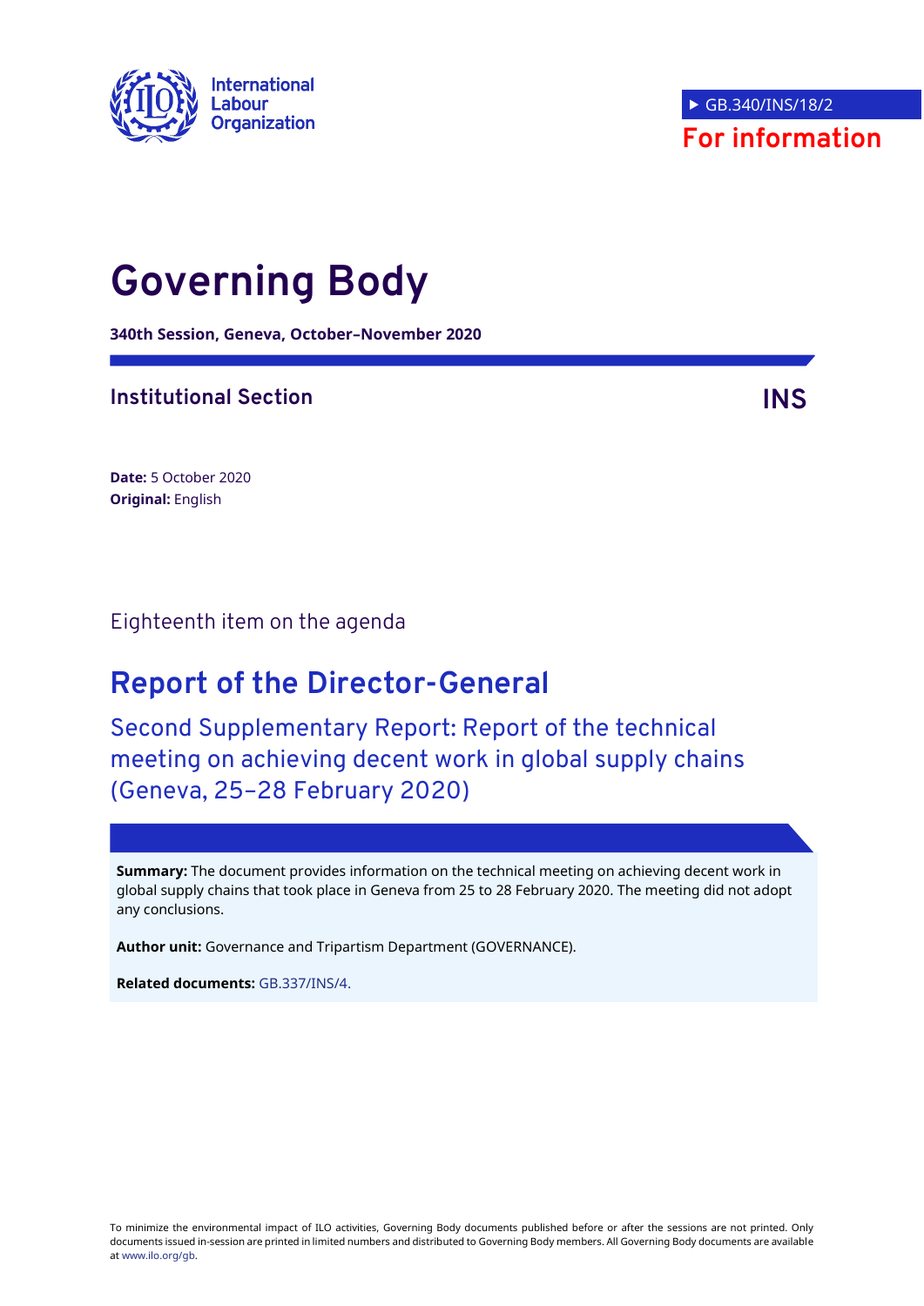International Labour Organization

▶ GB.340/INS/18/2

**For information**

# Governing Body

**340th Session, Geneva, October–November 2020**

## Institutional Section

**INS**

**Date:** 5 October 2020
**Original:** English

Eighteenth item on the agenda

# Report of the Director-General

## Second Supplementary Report: Report of the technical meeting on achieving decent work in global supply chains (Geneva, 25–28 February 2020)

**Summary:** The document provides information on the technical meeting on achieving decent work in global supply chains that took place in Geneva from 25 to 28 February 2020. The meeting did not adopt any conclusions.

**Author unit:** Governance and Tripartism Department (GOVERNANCE).

**Related documents:** GB.337/INS/4.

To minimize the environmental impact of ILO activities, Governing Body documents published before or after the sessions are not printed. Only documents issued in-session are printed in limited numbers and distributed to Governing Body members. All Governing Body documents are available at www.ilo.org/gb.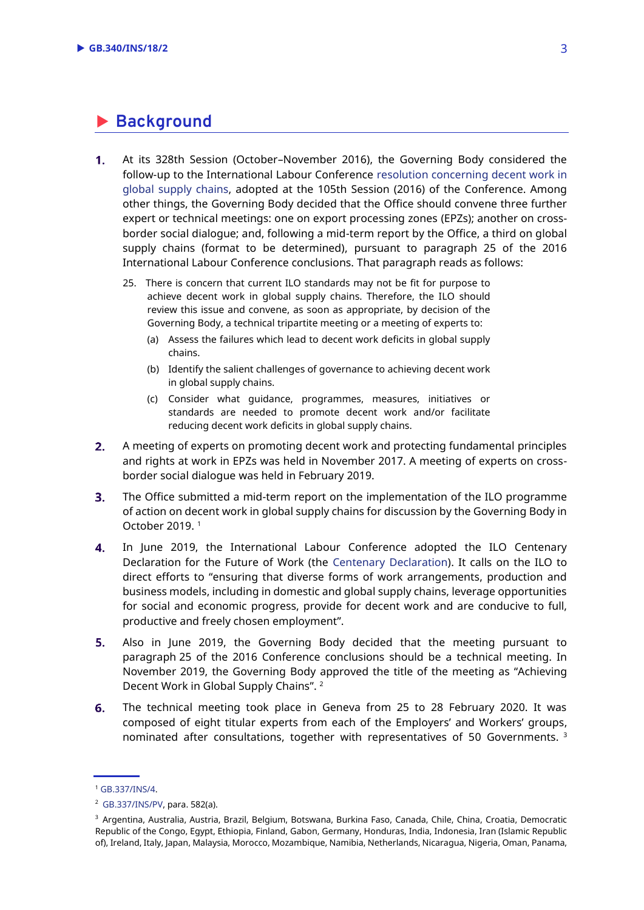## Background

1. At its 328th Session (October–November 2016), the Governing Body considered the follow-up to the International Labour Conference resolution concerning decent work in global supply chains, adopted at the 105th Session (2016) of the Conference. Among other things, the Governing Body decided that the Office should convene three further expert or technical meetings: one on export processing zones (EPZs); another on cross-border social dialogue; and, following a mid-term report by the Office, a third on global supply chains (format to be determined), pursuant to paragraph 25 of the 2016 International Labour Conference conclusions. That paragraph reads as follows:

   > 25. There is concern that current ILO standards may not be fit for purpose to achieve decent work in global supply chains. Therefore, the ILO should review this issue and convene, as soon as appropriate, by decision of the Governing Body, a technical tripartite meeting or a meeting of experts to:
   >
   > (a) Assess the failures which lead to decent work deficits in global supply chains.
   >
   > (b) Identify the salient challenges of governance to achieving decent work in global supply chains.
   >
   > (c) Consider what guidance, programmes, measures, initiatives or standards are needed to promote decent work and/or facilitate reducing decent work deficits in global supply chains.

2. A meeting of experts on promoting decent work and protecting fundamental principles and rights at work in EPZs was held in November 2017. A meeting of experts on cross-border social dialogue was held in February 2019.

3. The Office submitted a mid-term report on the implementation of the ILO programme of action on decent work in global supply chains for discussion by the Governing Body in October 2019. [1]

4. In June 2019, the International Labour Conference adopted the ILO Centenary Declaration for the Future of Work (the Centenary Declaration). It calls on the ILO to direct efforts to "ensuring that diverse forms of work arrangements, production and business models, including in domestic and global supply chains, leverage opportunities for social and economic progress, provide for decent work and are conducive to full, productive and freely chosen employment".

5. Also in June 2019, the Governing Body decided that the meeting pursuant to paragraph 25 of the 2016 Conference conclusions should be a technical meeting. In November 2019, the Governing Body approved the title of the meeting as "Achieving Decent Work in Global Supply Chains". [2]

6. The technical meeting took place in Geneva from 25 to 28 February 2020. It was composed of eight titular experts from each of the Employers' and Workers' groups, nominated after consultations, together with representatives of 50 Governments. [3]

---

[1] GB.337/INS/4.

[2] GB.337/INS/PV, para. 582(a).

[3] Argentina, Australia, Austria, Brazil, Belgium, Botswana, Burkina Faso, Canada, Chile, China, Croatia, Democratic Republic of the Congo, Egypt, Ethiopia, Finland, Gabon, Germany, Honduras, India, Indonesia, Iran (Islamic Republic of), Ireland, Italy, Japan, Malaysia, Morocco, Mozambique, Namibia, Netherlands, Nicaragua, Nigeria, Oman, Panama,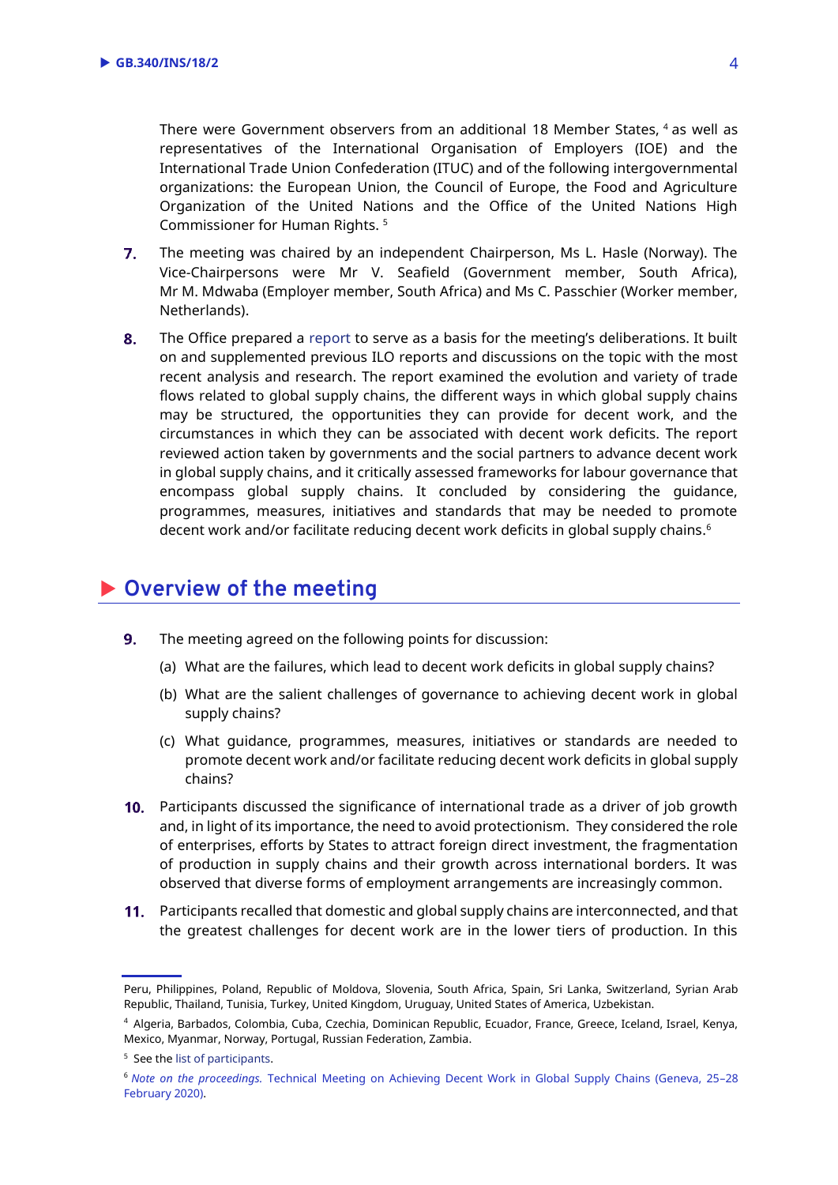There were Government observers from an additional 18 Member States, [4] as well as representatives of the International Organisation of Employers (IOE) and the International Trade Union Confederation (ITUC) and of the following intergovernmental organizations: the European Union, the Council of Europe, the Food and Agriculture Organization of the United Nations and the Office of the United Nations High Commissioner for Human Rights. [5]

**7.** The meeting was chaired by an independent Chairperson, Ms L. Hasle (Norway). The Vice-Chairpersons were Mr V. Seafield (Government member, South Africa), Mr M. Mdwaba (Employer member, South Africa) and Ms C. Passchier (Worker member, Netherlands).

**8.** The Office prepared a report to serve as a basis for the meeting's deliberations. It built on and supplemented previous ILO reports and discussions on the topic with the most recent analysis and research. The report examined the evolution and variety of trade flows related to global supply chains, the different ways in which global supply chains may be structured, the opportunities they can provide for decent work, and the circumstances in which they can be associated with decent work deficits. The report reviewed action taken by governments and the social partners to advance decent work in global supply chains, and it critically assessed frameworks for labour governance that encompass global supply chains. It concluded by considering the guidance, programmes, measures, initiatives and standards that may be needed to promote decent work and/or facilitate reducing decent work deficits in global supply chains.[6]

## Overview of the meeting

**9.** The meeting agreed on the following points for discussion:

(a) What are the failures, which lead to decent work deficits in global supply chains?

(b) What are the salient challenges of governance to achieving decent work in global supply chains?

(c) What guidance, programmes, measures, initiatives or standards are needed to promote decent work and/or facilitate reducing decent work deficits in global supply chains?

**10.** Participants discussed the significance of international trade as a driver of job growth and, in light of its importance, the need to avoid protectionism. They considered the role of enterprises, efforts by States to attract foreign direct investment, the fragmentation of production in supply chains and their growth across international borders. It was observed that diverse forms of employment arrangements are increasingly common.

**11.** Participants recalled that domestic and global supply chains are interconnected, and that the greatest challenges for decent work are in the lower tiers of production. In this

---

Peru, Philippines, Poland, Republic of Moldova, Slovenia, South Africa, Spain, Sri Lanka, Switzerland, Syrian Arab Republic, Thailand, Tunisia, Turkey, United Kingdom, Uruguay, United States of America, Uzbekistan.

[4] Algeria, Barbados, Colombia, Cuba, Czechia, Dominican Republic, Ecuador, France, Greece, Iceland, Israel, Kenya, Mexico, Myanmar, Norway, Portugal, Russian Federation, Zambia.

[5] See the list of participants.

[6] *Note on the proceedings*. Technical Meeting on Achieving Decent Work in Global Supply Chains (Geneva, 25–28 February 2020).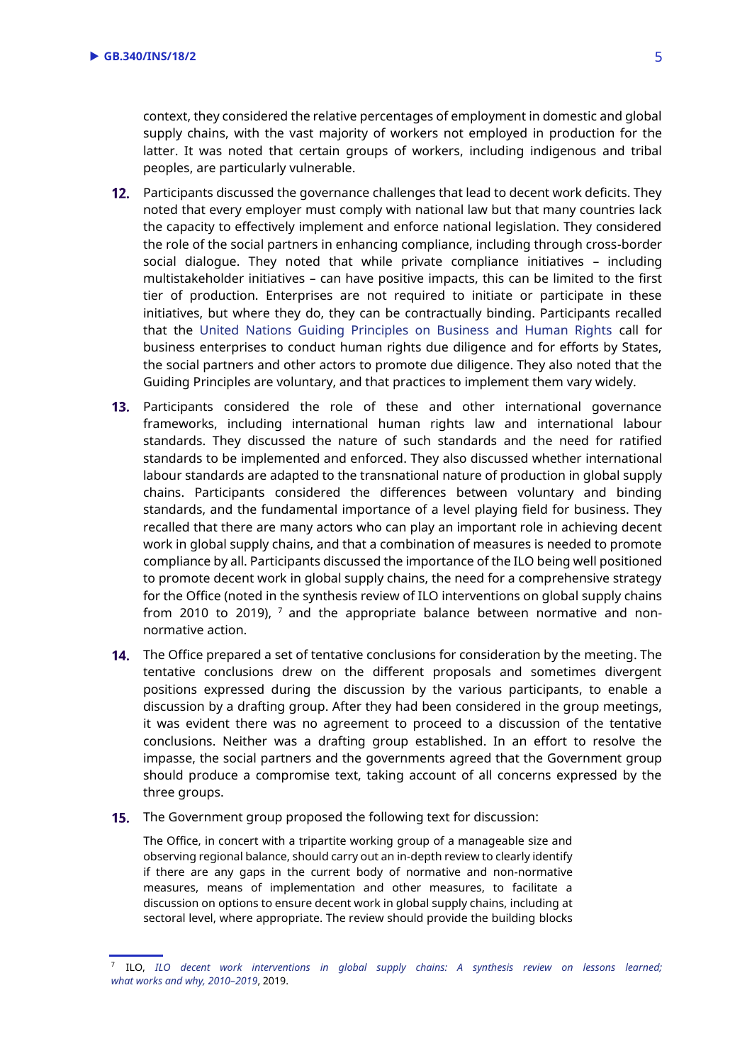context, they considered the relative percentages of employment in domestic and global supply chains, with the vast majority of workers not employed in production for the latter. It was noted that certain groups of workers, including indigenous and tribal peoples, are particularly vulnerable.

12. Participants discussed the governance challenges that lead to decent work deficits. They noted that every employer must comply with national law but that many countries lack the capacity to effectively implement and enforce national legislation. They considered the role of the social partners in enhancing compliance, including through cross-border social dialogue. They noted that while private compliance initiatives – including multistakeholder initiatives – can have positive impacts, this can be limited to the first tier of production. Enterprises are not required to initiate or participate in these initiatives, but where they do, they can be contractually binding. Participants recalled that the United Nations Guiding Principles on Business and Human Rights call for business enterprises to conduct human rights due diligence and for efforts by States, the social partners and other actors to promote due diligence. They also noted that the Guiding Principles are voluntary, and that practices to implement them vary widely.

13. Participants considered the role of these and other international governance frameworks, including international human rights law and international labour standards. They discussed the nature of such standards and the need for ratified standards to be implemented and enforced. They also discussed whether international labour standards are adapted to the transnational nature of production in global supply chains. Participants considered the differences between voluntary and binding standards, and the fundamental importance of a level playing field for business. They recalled that there are many actors who can play an important role in achieving decent work in global supply chains, and that a combination of measures is needed to promote compliance by all. Participants discussed the importance of the ILO being well positioned to promote decent work in global supply chains, the need for a comprehensive strategy for the Office (noted in the synthesis review of ILO interventions on global supply chains from 2010 to 2019), [7] and the appropriate balance between normative and non-normative action.

14. The Office prepared a set of tentative conclusions for consideration by the meeting. The tentative conclusions drew on the different proposals and sometimes divergent positions expressed during the discussion by the various participants, to enable a discussion by a drafting group. After they had been considered in the group meetings, it was evident there was no agreement to proceed to a discussion of the tentative conclusions. Neither was a drafting group established. In an effort to resolve the impasse, the social partners and the governments agreed that the Government group should produce a compromise text, taking account of all concerns expressed by the three groups.

15. The Government group proposed the following text for discussion:

> The Office, in concert with a tripartite working group of a manageable size and observing regional balance, should carry out an in-depth review to clearly identify if there are any gaps in the current body of normative and non-normative measures, means of implementation and other measures, to facilitate a discussion on options to ensure decent work in global supply chains, including at sectoral level, where appropriate. The review should provide the building blocks

[7] ILO, *ILO decent work interventions in global supply chains: A synthesis review on lessons learned; what works and why, 2010–2019*, 2019.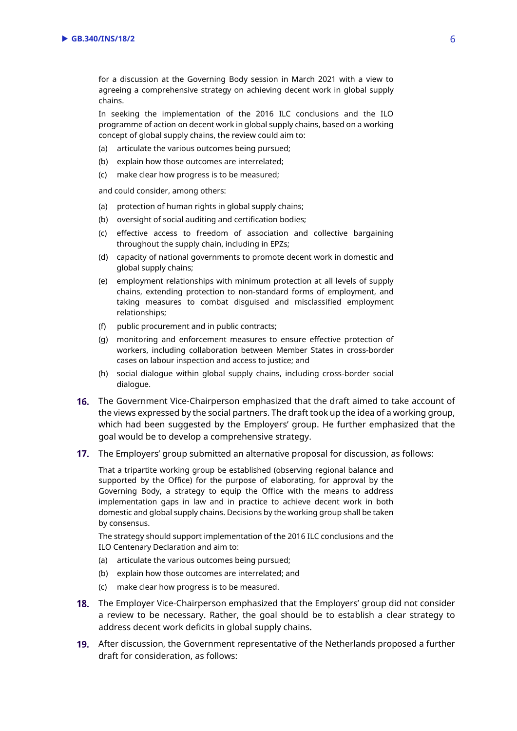for a discussion at the Governing Body session in March 2021 with a view to agreeing a comprehensive strategy on achieving decent work in global supply chains.

In seeking the implementation of the 2016 ILC conclusions and the ILO programme of action on decent work in global supply chains, based on a working concept of global supply chains, the review could aim to:

(a) articulate the various outcomes being pursued;

(b) explain how those outcomes are interrelated;

(c) make clear how progress is to be measured;

and could consider, among others:

(a) protection of human rights in global supply chains;

(b) oversight of social auditing and certification bodies;

(c) effective access to freedom of association and collective bargaining throughout the supply chain, including in EPZs;

(d) capacity of national governments to promote decent work in domestic and global supply chains;

(e) employment relationships with minimum protection at all levels of supply chains, extending protection to non-standard forms of employment, and taking measures to combat disguised and misclassified employment relationships;

(f) public procurement and in public contracts;

(g) monitoring and enforcement measures to ensure effective protection of workers, including collaboration between Member States in cross-border cases on labour inspection and access to justice; and

(h) social dialogue within global supply chains, including cross-border social dialogue.

**16.** The Government Vice-Chairperson emphasized that the draft aimed to take account of the views expressed by the social partners. The draft took up the idea of a working group, which had been suggested by the Employers' group. He further emphasized that the goal would be to develop a comprehensive strategy.

**17.** The Employers' group submitted an alternative proposal for discussion, as follows:

That a tripartite working group be established (observing regional balance and supported by the Office) for the purpose of elaborating, for approval by the Governing Body, a strategy to equip the Office with the means to address implementation gaps in law and in practice to achieve decent work in both domestic and global supply chains. Decisions by the working group shall be taken by consensus.

The strategy should support implementation of the 2016 ILC conclusions and the ILO Centenary Declaration and aim to:

(a) articulate the various outcomes being pursued;

(b) explain how those outcomes are interrelated; and

(c) make clear how progress is to be measured.

**18.** The Employer Vice-Chairperson emphasized that the Employers' group did not consider a review to be necessary. Rather, the goal should be to establish a clear strategy to address decent work deficits in global supply chains.

**19.** After discussion, the Government representative of the Netherlands proposed a further draft for consideration, as follows: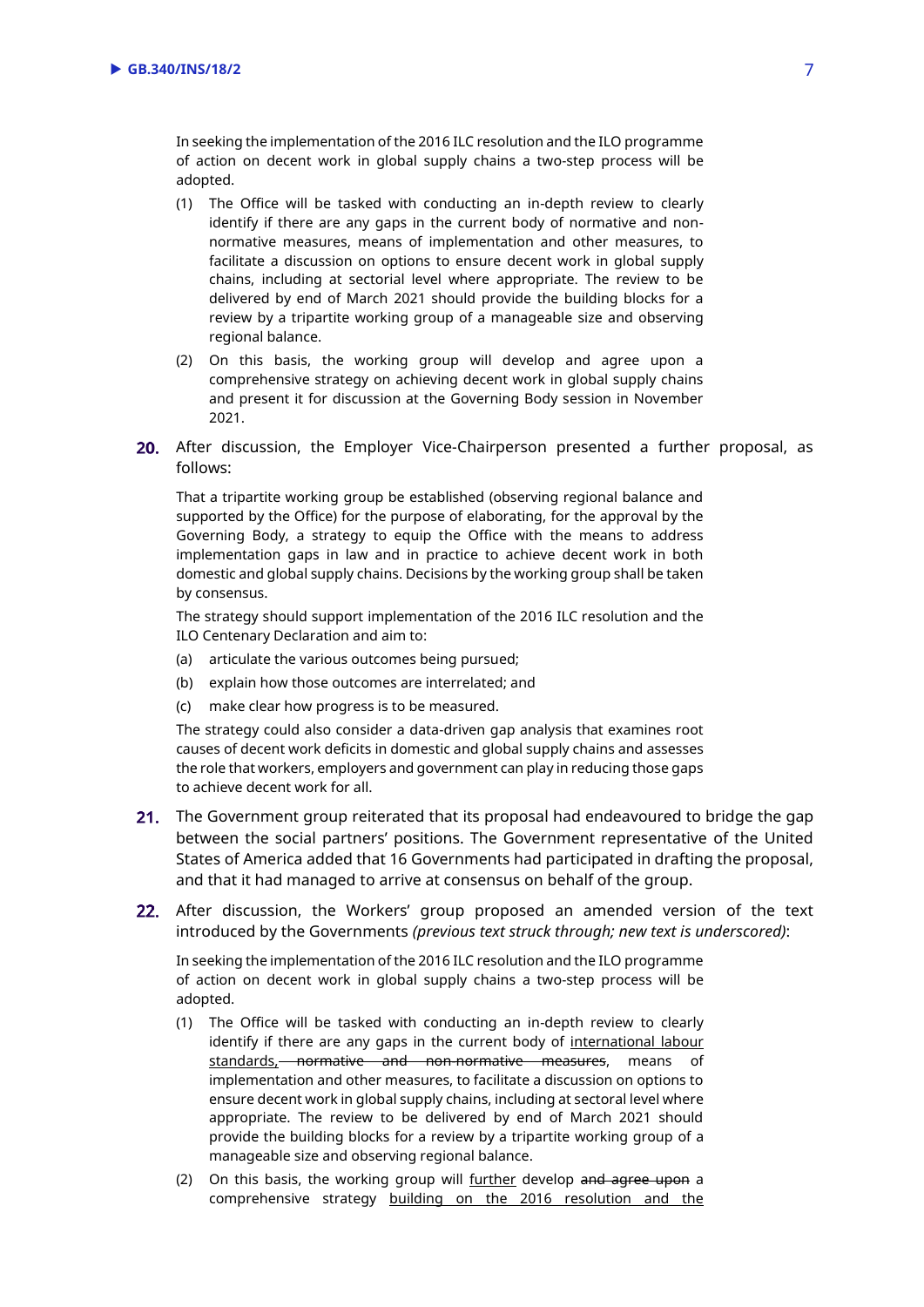In seeking the implementation of the 2016 ILC resolution and the ILO programme of action on decent work in global supply chains a two-step process will be adopted.

(1) The Office will be tasked with conducting an in-depth review to clearly identify if there are any gaps in the current body of normative and non-normative measures, means of implementation and other measures, to facilitate a discussion on options to ensure decent work in global supply chains, including at sectorial level where appropriate. The review to be delivered by end of March 2021 should provide the building blocks for a review by a tripartite working group of a manageable size and observing regional balance.

(2) On this basis, the working group will develop and agree upon a comprehensive strategy on achieving decent work in global supply chains and present it for discussion at the Governing Body session in November 2021.

**20.** After discussion, the Employer Vice-Chairperson presented a further proposal, as follows:

That a tripartite working group be established (observing regional balance and supported by the Office) for the purpose of elaborating, for the approval by the Governing Body, a strategy to equip the Office with the means to address implementation gaps in law and in practice to achieve decent work in both domestic and global supply chains. Decisions by the working group shall be taken by consensus.

The strategy should support implementation of the 2016 ILC resolution and the ILO Centenary Declaration and aim to:

(a) articulate the various outcomes being pursued;

(b) explain how those outcomes are interrelated; and

(c) make clear how progress is to be measured.

The strategy could also consider a data-driven gap analysis that examines root causes of decent work deficits in domestic and global supply chains and assesses the role that workers, employers and government can play in reducing those gaps to achieve decent work for all.

**21.** The Government group reiterated that its proposal had endeavoured to bridge the gap between the social partners' positions. The Government representative of the United States of America added that 16 Governments had participated in drafting the proposal, and that it had managed to arrive at consensus on behalf of the group.

**22.** After discussion, the Workers' group proposed an amended version of the text introduced by the Governments *(previous text struck through; new text is underscored)*:

In seeking the implementation of the 2016 ILC resolution and the ILO programme of action on decent work in global supply chains a two-step process will be adopted.

(1) The Office will be tasked with conducting an in-depth review to clearly identify if there are any gaps in the current body of <u>international labour standards,</u> ~~normative and non-normative measures~~, means of implementation and other measures, to facilitate a discussion on options to ensure decent work in global supply chains, including at sectoral level where appropriate. The review to be delivered by end of March 2021 should provide the building blocks for a review by a tripartite working group of a manageable size and observing regional balance.

(2) On this basis, the working group will <u>further</u> develop ~~and agree upon~~ a comprehensive strategy <u>building on the 2016 resolution and the</u>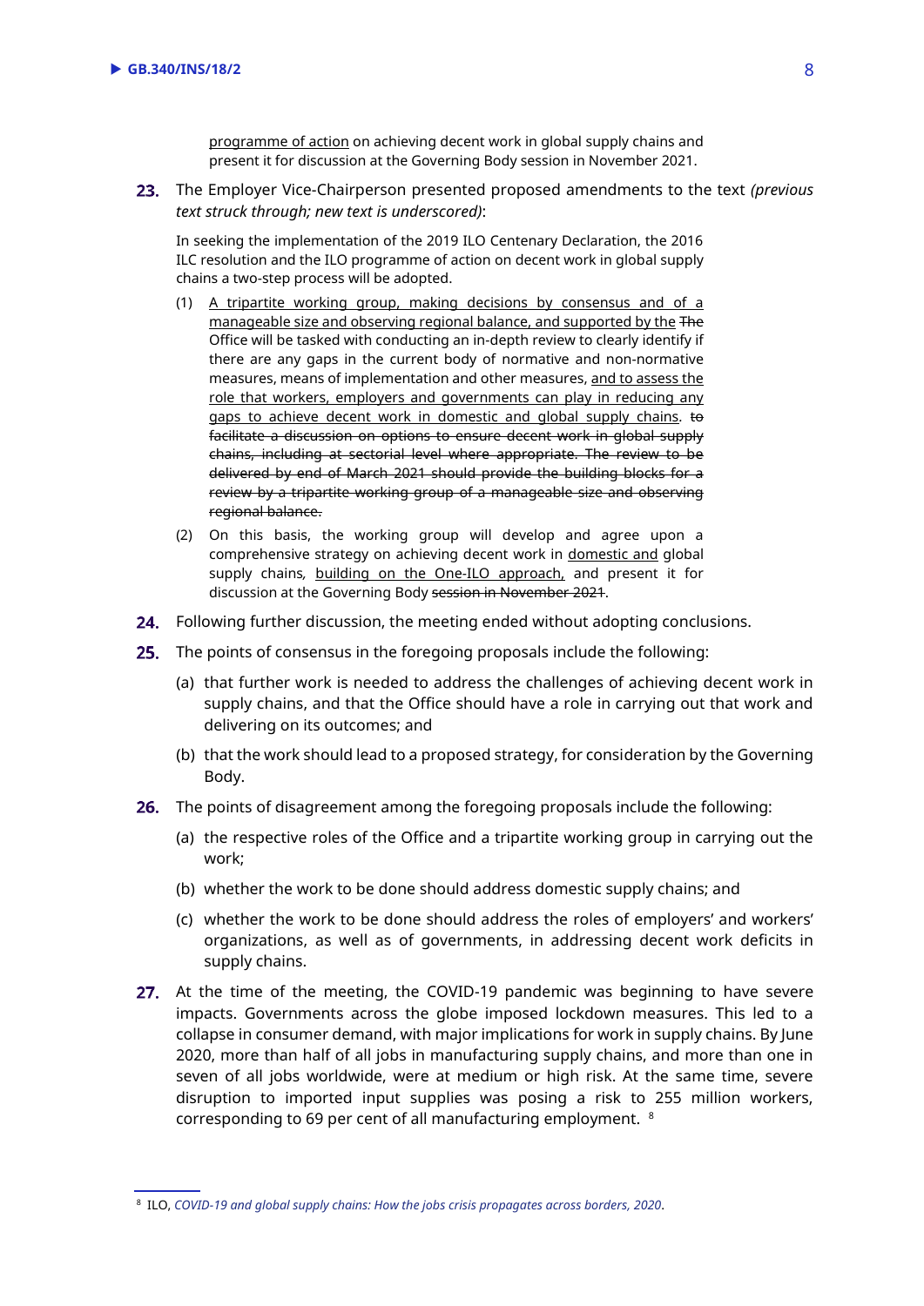programme of action on achieving decent work in global supply chains and present it for discussion at the Governing Body session in November 2021.

**23.** The Employer Vice-Chairperson presented proposed amendments to the text *(previous text struck through; new text is underscored)*:

In seeking the implementation of the 2019 ILO Centenary Declaration, the 2016 ILC resolution and the ILO programme of action on decent work in global supply chains a two-step process will be adopted.

(1) <u>A tripartite working group, making decisions by consensus and of a manageable size and observing regional balance, and supported by the</u> ~~The~~ Office will be tasked with conducting an in-depth review to clearly identify if there are any gaps in the current body of normative and non-normative measures, means of implementation and other measures, <u>and to assess the role that workers, employers and governments can play in reducing any gaps to achieve decent work in domestic and global supply chains</u>. ~~to facilitate a discussion on options to ensure decent work in global supply chains, including at sectorial level where appropriate. The review to be delivered by end of March 2021 should provide the building blocks for a review by a tripartite working group of a manageable size and observing regional balance.~~

(2) On this basis, the working group will develop and agree upon a comprehensive strategy on achieving decent work in <u>domestic and</u> global supply chains, <u>building on the One-ILO approach,</u> and present it for discussion at the Governing Body ~~session in November 2021~~.

**24.** Following further discussion, the meeting ended without adopting conclusions.

**25.** The points of consensus in the foregoing proposals include the following:

(a) that further work is needed to address the challenges of achieving decent work in supply chains, and that the Office should have a role in carrying out that work and delivering on its outcomes; and

(b) that the work should lead to a proposed strategy, for consideration by the Governing Body.

**26.** The points of disagreement among the foregoing proposals include the following:

(a) the respective roles of the Office and a tripartite working group in carrying out the work;

(b) whether the work to be done should address domestic supply chains; and

(c) whether the work to be done should address the roles of employers' and workers' organizations, as well as of governments, in addressing decent work deficits in supply chains.

**27.** At the time of the meeting, the COVID-19 pandemic was beginning to have severe impacts. Governments across the globe imposed lockdown measures. This led to a collapse in consumer demand, with major implications for work in supply chains. By June 2020, more than half of all jobs in manufacturing supply chains, and more than one in seven of all jobs worldwide, were at medium or high risk. At the same time, severe disruption to imported input supplies was posing a risk to 255 million workers, corresponding to 69 per cent of all manufacturing employment. [8]

[8] ILO, *COVID-19 and global supply chains: How the jobs crisis propagates across borders, 2020*.